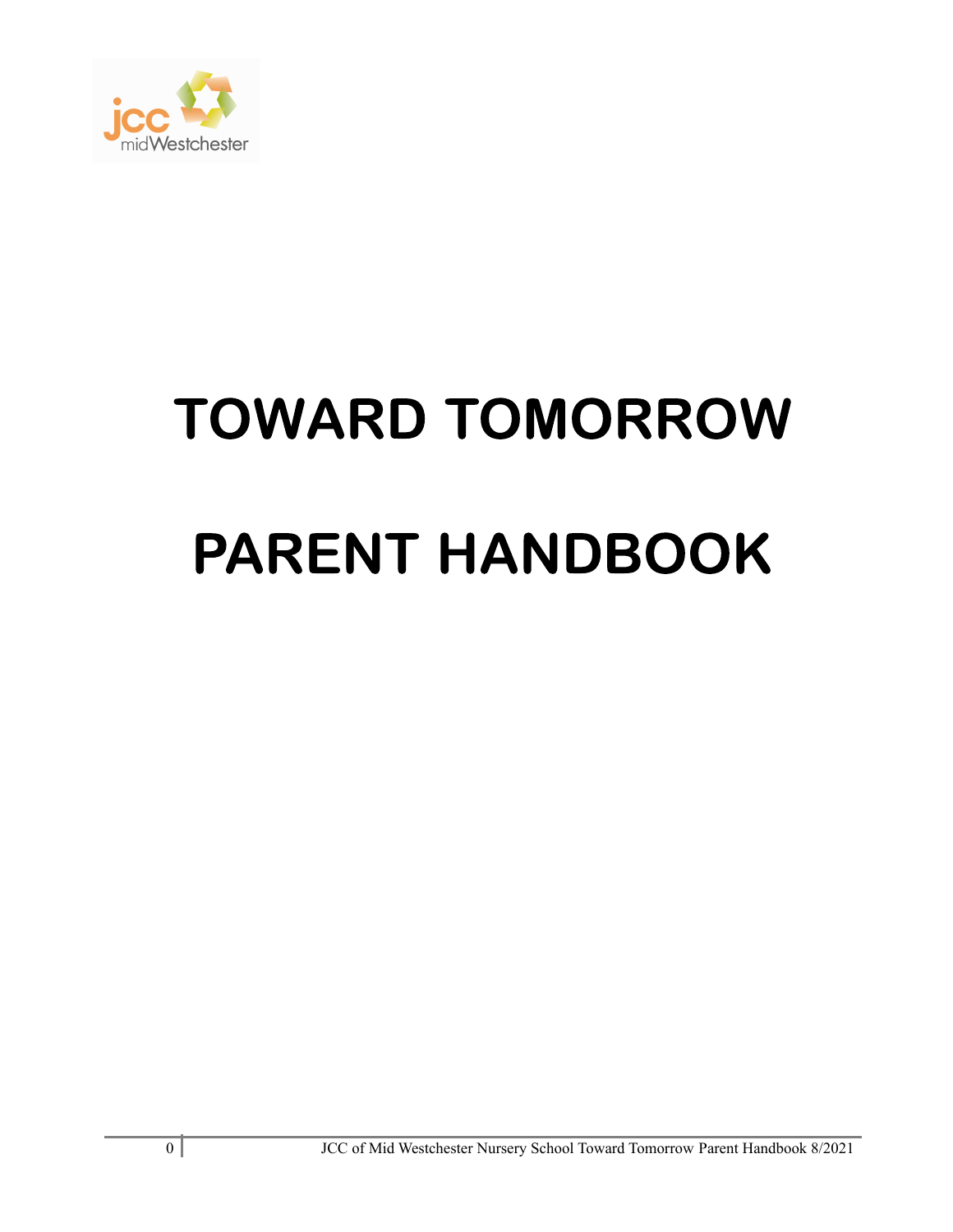# TOWARD TOMORROW

# PARENT HANDBOOK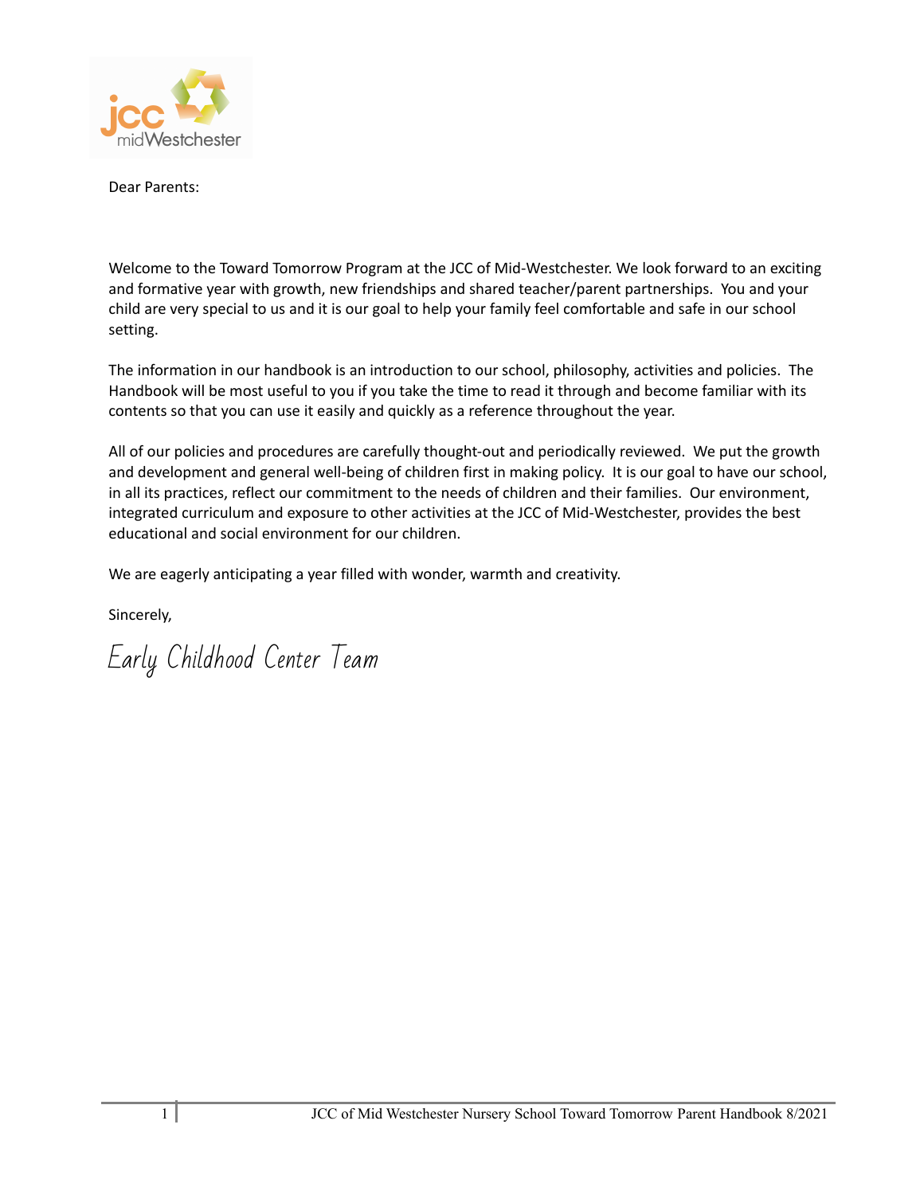Dear Parents:

Welcome to the Toward Tomorrow Program at the JCC of Mid-Westchester. We look forward to an exciting and formative year with growth, new friendships and shared teacher/parent partnerships. You and your child are very special to us and it is our goal to help your family feel comfortable and safe in our school setting.

The information in our handbook is an introduction to our school, philosophy, activities and policies. The Handbook will be most useful to you if you take the time to read it through and become familiar with its contents so that you can use it easily and quickly as a reference throughout the year.

All of our policies and procedures are carefully thought-out and periodically reviewed. We put the growth and development and general well-being of children first in making policy. It is our goal to have our school, in all its practices, reflect our commitment to the needs of children and their families. Our environment, integrated curriculum and exposure to other activities at the JCC of Mid-Westchester, provides the best educational and social environment for our children.

We are eagerly anticipating a year filled with wonder, warmth and creativity.

Sincerely,

*Early Childhood Center Team*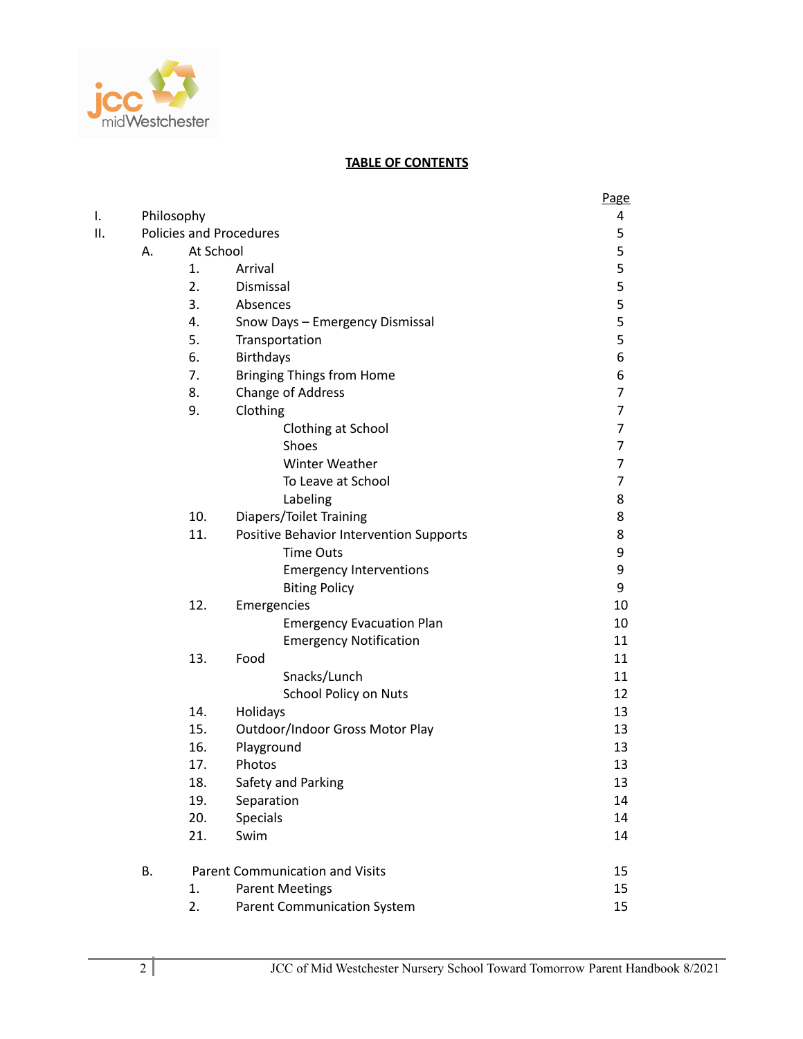## TABLE OF CONTENTS

| | | | | | Page |
|---|---|---|---|---|---|
| I. | Philosophy | | | | 4 |
| II. | Policies and Procedures | | | | 5 |
| | A. | At School | | | 5 |
| | | 1. | Arrival | | 5 |
| | | 2. | Dismissal | | 5 |
| | | 3. | Absences | | 5 |
| | | 4. | Snow Days – Emergency Dismissal | | 5 |
| | | 5. | Transportation | | 5 |
| | | 6. | Birthdays | | 6 |
| | | 7. | Bringing Things from Home | | 6 |
| | | 8. | Change of Address | | 7 |
| | | 9. | Clothing | | 7 |
| | | | | Clothing at School | 7 |
| | | | | Shoes | 7 |
| | | | | Winter Weather | 7 |
| | | | | To Leave at School | 7 |
| | | | | Labeling | 8 |
| | | 10. | Diapers/Toilet Training | | 8 |
| | | 11. | Positive Behavior Intervention Supports | | 8 |
| | | | | Time Outs | 9 |
| | | | | Emergency Interventions | 9 |
| | | | | Biting Policy | 9 |
| | | 12. | Emergencies | | 10 |
| | | | | Emergency Evacuation Plan | 10 |
| | | | | Emergency Notification | 11 |
| | | 13. | Food | | 11 |
| | | | | Snacks/Lunch | 11 |
| | | | | School Policy on Nuts | 12 |
| | | 14. | Holidays | | 13 |
| | | 15. | Outdoor/Indoor Gross Motor Play | | 13 |
| | | 16. | Playground | | 13 |
| | | 17. | Photos | | 13 |
| | | 18. | Safety and Parking | | 13 |
| | | 19. | Separation | | 14 |
| | | 20. | Specials | | 14 |
| | | 21. | Swim | | 14 |
| | B. | Parent Communication and Visits | | | 15 |
| | | 1. | Parent Meetings | | 15 |
| | | 2. | Parent Communication System | | 15 |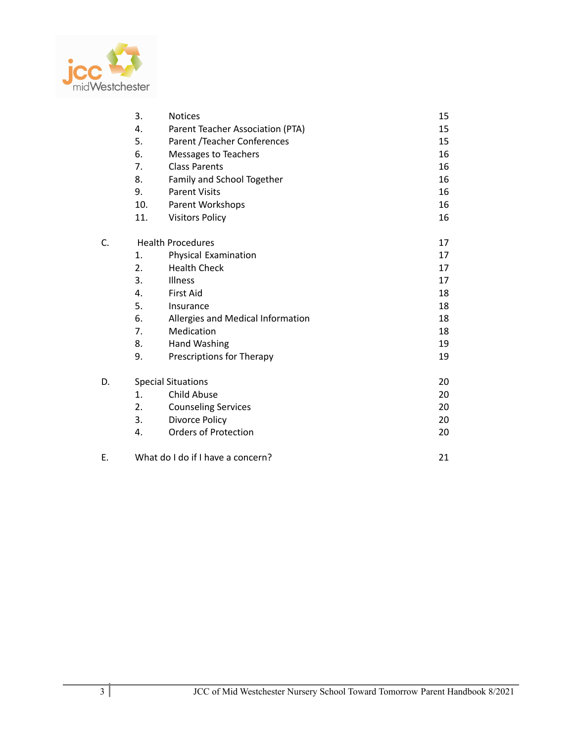| | | |
|---|---|---|
| 3. | Notices | 15 |
| 4. | Parent Teacher Association (PTA) | 15 |
| 5. | Parent /Teacher Conferences | 15 |
| 6. | Messages to Teachers | 16 |
| 7. | Class Parents | 16 |
| 8. | Family and School Together | 16 |
| 9. | Parent Visits | 16 |
| 10. | Parent Workshops | 16 |
| 11. | Visitors Policy | 16 |
| **C.** | **Health Procedures** | **17** |
| 1. | Physical Examination | 17 |
| 2. | Health Check | 17 |
| 3. | Illness | 17 |
| 4. | First Aid | 18 |
| 5. | Insurance | 18 |
| 6. | Allergies and Medical Information | 18 |
| 7. | Medication | 18 |
| 8. | Hand Washing | 19 |
| 9. | Prescriptions for Therapy | 19 |
| **D.** | **Special Situations** | **20** |
| 1. | Child Abuse | 20 |
| 2. | Counseling Services | 20 |
| 3. | Divorce Policy | 20 |
| 4. | Orders of Protection | 20 |
| **E.** | **What do I do if I have a concern?** | **21** |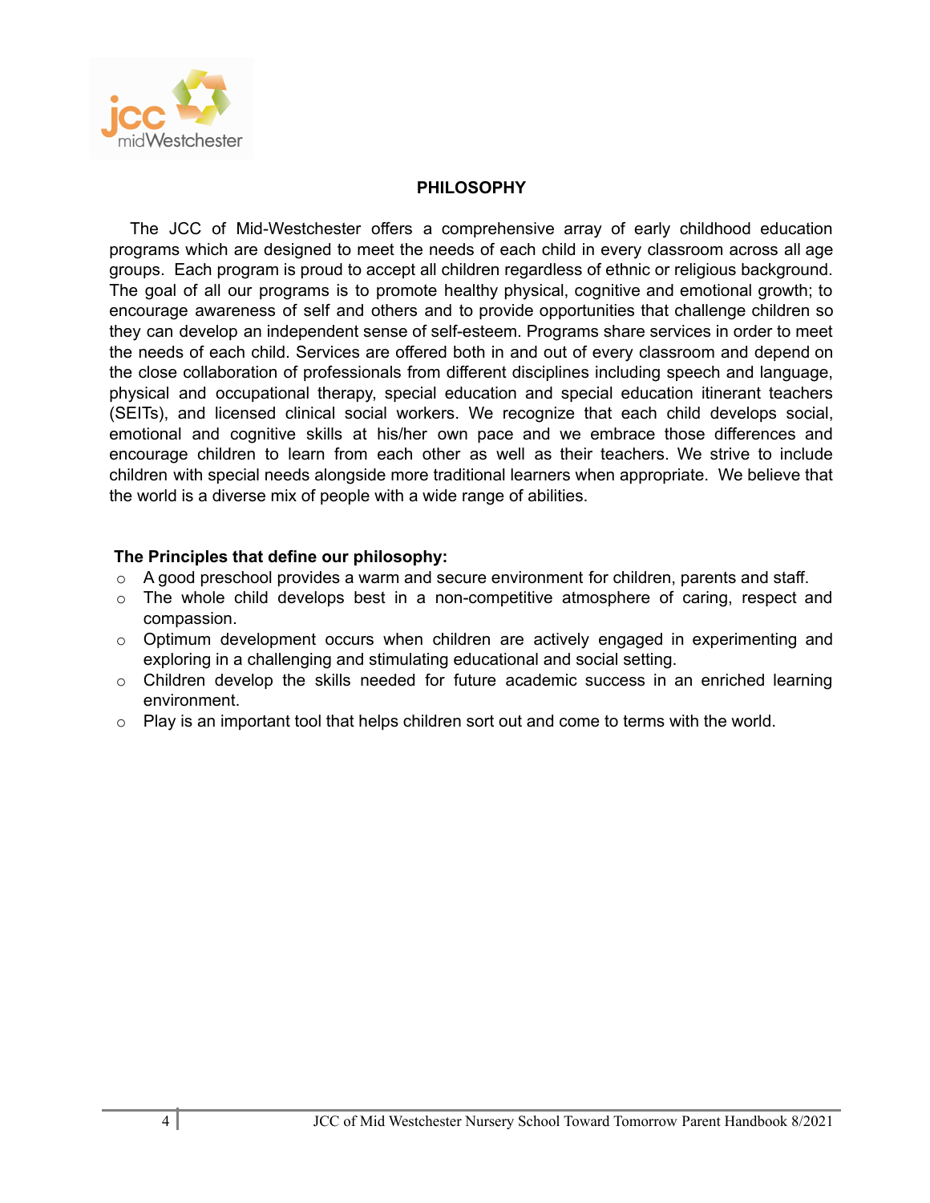## PHILOSOPHY

The JCC of Mid-Westchester offers a comprehensive array of early childhood education programs which are designed to meet the needs of each child in every classroom across all age groups. Each program is proud to accept all children regardless of ethnic or religious background. The goal of all our programs is to promote healthy physical, cognitive and emotional growth; to encourage awareness of self and others and to provide opportunities that challenge children so they can develop an independent sense of self-esteem. Programs share services in order to meet the needs of each child. Services are offered both in and out of every classroom and depend on the close collaboration of professionals from different disciplines including speech and language, physical and occupational therapy, special education and special education itinerant teachers (SEITs), and licensed clinical social workers. We recognize that each child develops social, emotional and cognitive skills at his/her own pace and we embrace those differences and encourage children to learn from each other as well as their teachers. We strive to include children with special needs alongside more traditional learners when appropriate. We believe that the world is a diverse mix of people with a wide range of abilities.

**The Principles that define our philosophy:**

- A good preschool provides a warm and secure environment for children, parents and staff.
- The whole child develops best in a non-competitive atmosphere of caring, respect and compassion.
- Optimum development occurs when children are actively engaged in experimenting and exploring in a challenging and stimulating educational and social setting.
- Children develop the skills needed for future academic success in an enriched learning environment.
- Play is an important tool that helps children sort out and come to terms with the world.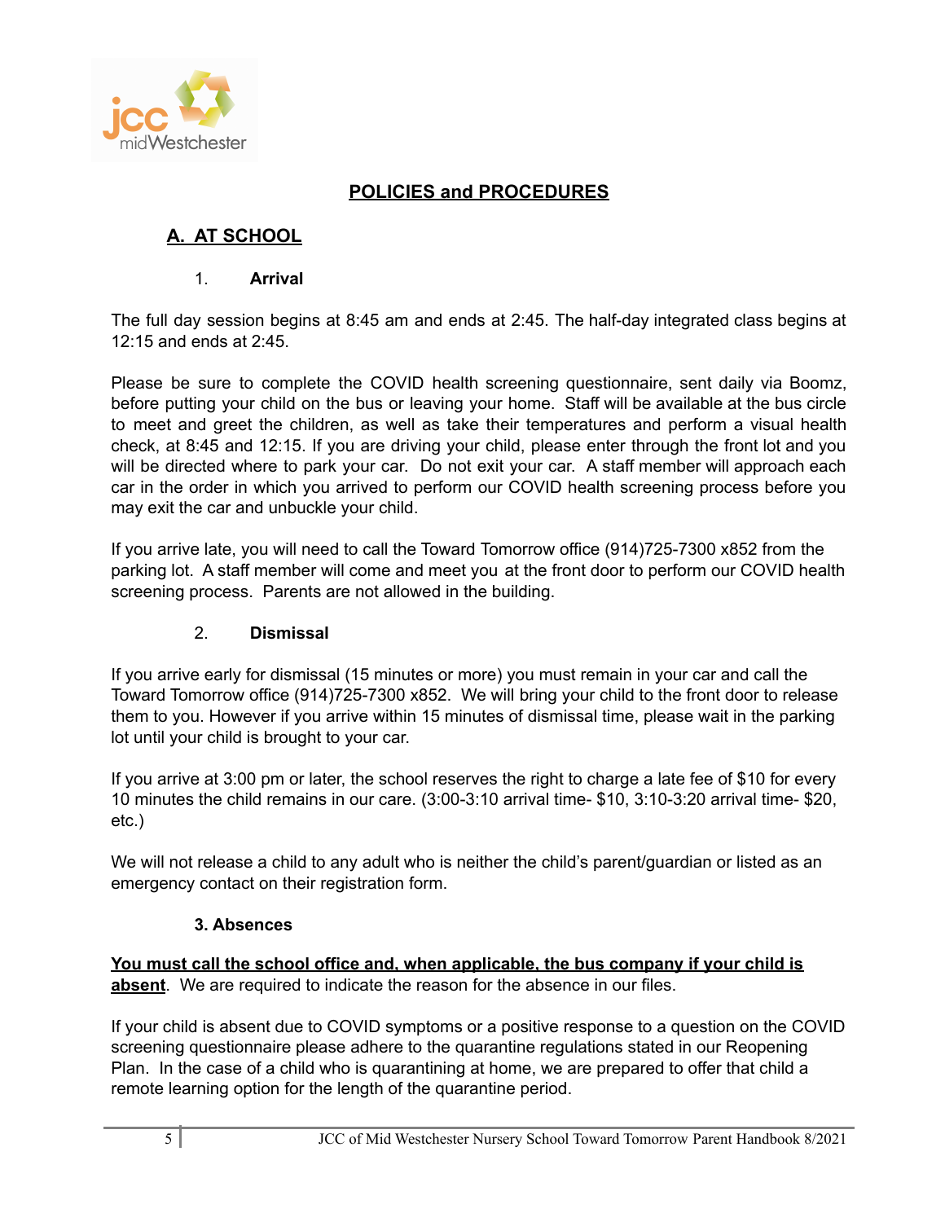## POLICIES and PROCEDURES

### A. AT SCHOOL

1. **Arrival**

The full day session begins at 8:45 am and ends at 2:45. The half-day integrated class begins at 12:15 and ends at 2:45.

Please be sure to complete the COVID health screening questionnaire, sent daily via Boomz, before putting your child on the bus or leaving your home. Staff will be available at the bus circle to meet and greet the children, as well as take their temperatures and perform a visual health check, at 8:45 and 12:15. If you are driving your child, please enter through the front lot and you will be directed where to park your car. Do not exit your car. A staff member will approach each car in the order in which you arrived to perform our COVID health screening process before you may exit the car and unbuckle your child.

If you arrive late, you will need to call the Toward Tomorrow office (914)725-7300 x852 from the parking lot. A staff member will come and meet you at the front door to perform our COVID health screening process. Parents are not allowed in the building.

2. **Dismissal**

If you arrive early for dismissal (15 minutes or more) you must remain in your car and call the Toward Tomorrow office (914)725-7300 x852. We will bring your child to the front door to release them to you. However if you arrive within 15 minutes of dismissal time, please wait in the parking lot until your child is brought to your car.

If you arrive at 3:00 pm or later, the school reserves the right to charge a late fee of $10 for every 10 minutes the child remains in our care. (3:00-3:10 arrival time- $10, 3:10-3:20 arrival time- $20, etc.)

We will not release a child to any adult who is neither the child's parent/guardian or listed as an emergency contact on their registration form.

**3. Absences**

**You must call the school office and, when applicable, the bus company if your child is absent**. We are required to indicate the reason for the absence in our files.

If your child is absent due to COVID symptoms or a positive response to a question on the COVID screening questionnaire please adhere to the quarantine regulations stated in our Reopening Plan. In the case of a child who is quarantining at home, we are prepared to offer that child a remote learning option for the length of the quarantine period.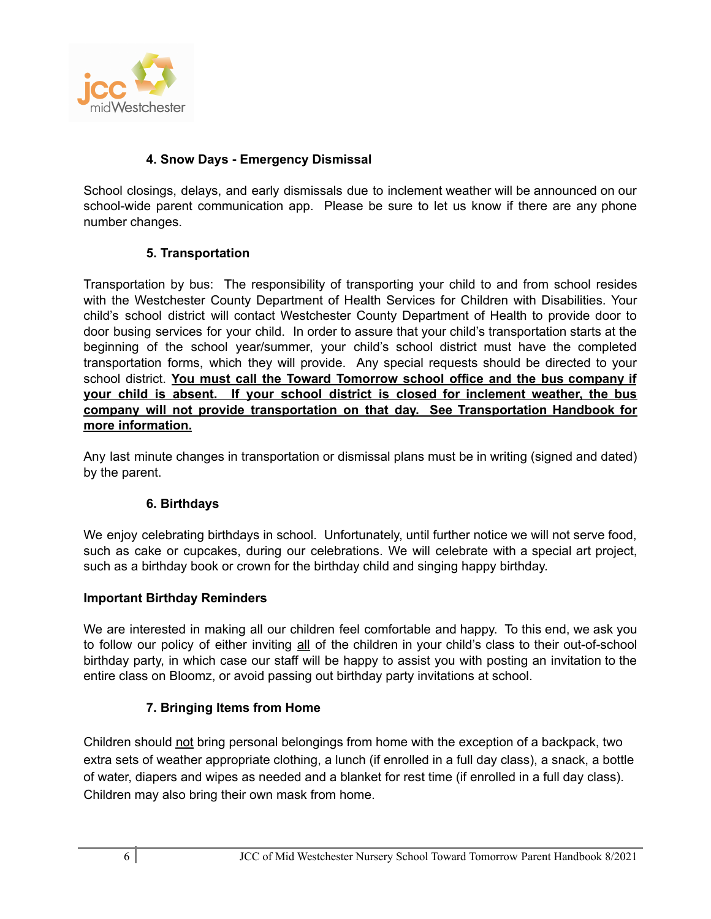### 4. Snow Days - Emergency Dismissal

School closings, delays, and early dismissals due to inclement weather will be announced on our school-wide parent communication app. Please be sure to let us know if there are any phone number changes.

### 5. Transportation

Transportation by bus: The responsibility of transporting your child to and from school resides with the Westchester County Department of Health Services for Children with Disabilities. Your child's school district will contact Westchester County Department of Health to provide door to door busing services for your child. In order to assure that your child's transportation starts at the beginning of the school year/summer, your child's school district must have the completed transportation forms, which they will provide. Any special requests should be directed to your school district. <u>**You must call the Toward Tomorrow school office and the bus company if your child is absent. If your school district is closed for inclement weather, the bus company will not provide transportation on that day. See Transportation Handbook for more information.**</u>

Any last minute changes in transportation or dismissal plans must be in writing (signed and dated) by the parent.

### 6. Birthdays

We enjoy celebrating birthdays in school. Unfortunately, until further notice we will not serve food, such as cake or cupcakes, during our celebrations. We will celebrate with a special art project, such as a birthday book or crown for the birthday child and singing happy birthday.

**Important Birthday Reminders**

We are interested in making all our children feel comfortable and happy. To this end, we ask you to follow our policy of either inviting <u>all</u> of the children in your child's class to their out-of-school birthday party, in which case our staff will be happy to assist you with posting an invitation to the entire class on Bloomz, or avoid passing out birthday party invitations at school.

### 7. Bringing Items from Home

Children should <u>not</u> bring personal belongings from home with the exception of a backpack, two extra sets of weather appropriate clothing, a lunch (if enrolled in a full day class), a snack, a bottle of water, diapers and wipes as needed and a blanket for rest time (if enrolled in a full day class). Children may also bring their own mask from home.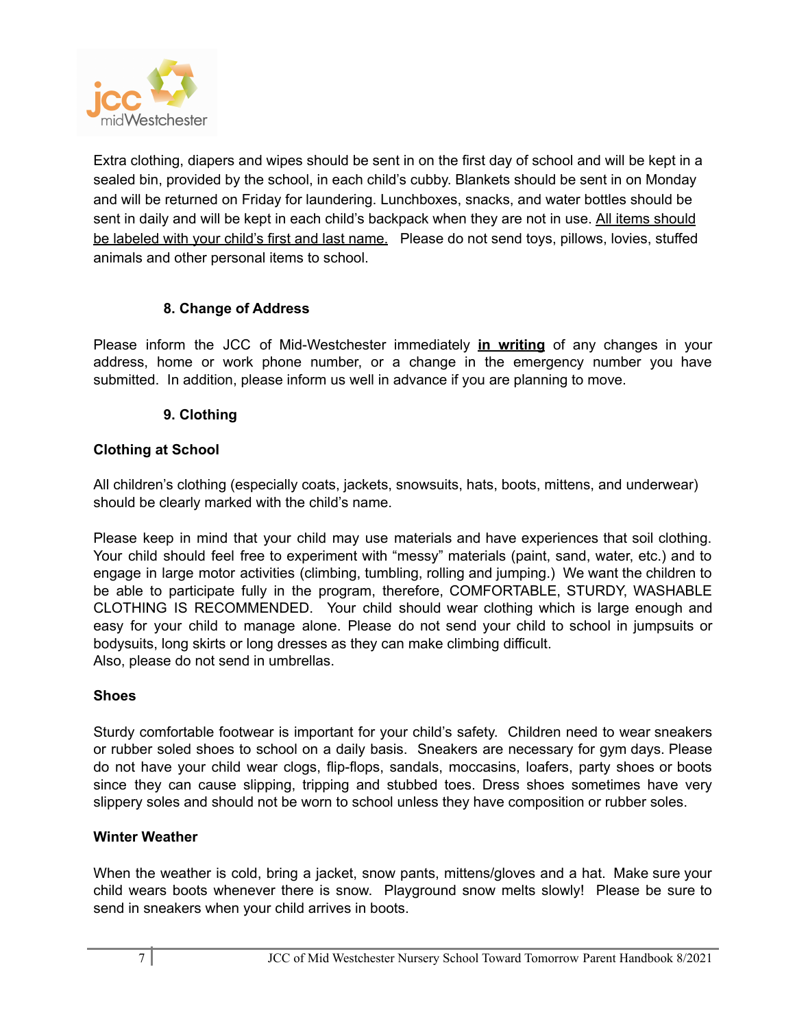Extra clothing, diapers and wipes should be sent in on the first day of school and will be kept in a sealed bin, provided by the school, in each child's cubby. Blankets should be sent in on Monday and will be returned on Friday for laundering. Lunchboxes, snacks, and water bottles should be sent in daily and will be kept in each child's backpack when they are not in use. <u>All items should be labeled with your child's first and last name.</u> Please do not send toys, pillows, lovies, stuffed animals and other personal items to school.

### 8. Change of Address

Please inform the JCC of Mid-Westchester immediately **<u>in writing</u>** of any changes in your address, home or work phone number, or a change in the emergency number you have submitted. In addition, please inform us well in advance if you are planning to move.

### 9. Clothing

**Clothing at School**

All children's clothing (especially coats, jackets, snowsuits, hats, boots, mittens, and underwear) should be clearly marked with the child's name.

Please keep in mind that your child may use materials and have experiences that soil clothing. Your child should feel free to experiment with "messy" materials (paint, sand, water, etc.) and to engage in large motor activities (climbing, tumbling, rolling and jumping.) We want the children to be able to participate fully in the program, therefore, COMFORTABLE, STURDY, WASHABLE CLOTHING IS RECOMMENDED. Your child should wear clothing which is large enough and easy for your child to manage alone. Please do not send your child to school in jumpsuits or bodysuits, long skirts or long dresses as they can make climbing difficult.
Also, please do not send in umbrellas.

**Shoes**

Sturdy comfortable footwear is important for your child's safety. Children need to wear sneakers or rubber soled shoes to school on a daily basis. Sneakers are necessary for gym days. Please do not have your child wear clogs, flip-flops, sandals, moccasins, loafers, party shoes or boots since they can cause slipping, tripping and stubbed toes. Dress shoes sometimes have very slippery soles and should not be worn to school unless they have composition or rubber soles.

**Winter Weather**

When the weather is cold, bring a jacket, snow pants, mittens/gloves and a hat. Make sure your child wears boots whenever there is snow. Playground snow melts slowly! Please be sure to send in sneakers when your child arrives in boots.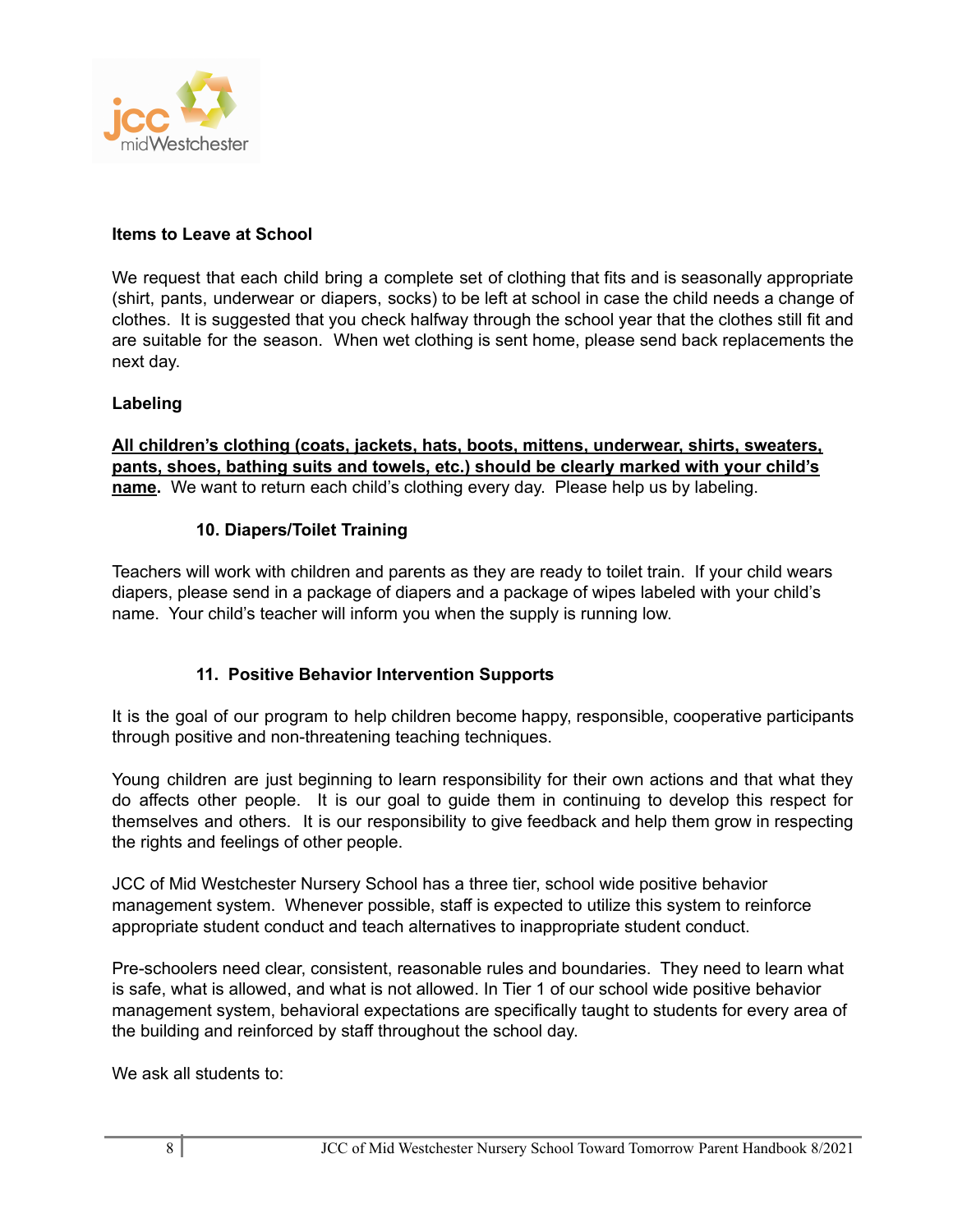**Items to Leave at School**

We request that each child bring a complete set of clothing that fits and is seasonally appropriate (shirt, pants, underwear or diapers, socks) to be left at school in case the child needs a change of clothes. It is suggested that you check halfway through the school year that the clothes still fit and are suitable for the season. When wet clothing is sent home, please send back replacements the next day.

**Labeling**

**All children's clothing (coats, jackets, hats, boots, mittens, underwear, shirts, sweaters, pants, shoes, bathing suits and towels, etc.) should be clearly marked with your child's name.** We want to return each child's clothing every day. Please help us by labeling.

### 10. Diapers/Toilet Training

Teachers will work with children and parents as they are ready to toilet train. If your child wears diapers, please send in a package of diapers and a package of wipes labeled with your child's name. Your child's teacher will inform you when the supply is running low.

### 11. Positive Behavior Intervention Supports

It is the goal of our program to help children become happy, responsible, cooperative participants through positive and non-threatening teaching techniques.

Young children are just beginning to learn responsibility for their own actions and that what they do affects other people. It is our goal to guide them in continuing to develop this respect for themselves and others. It is our responsibility to give feedback and help them grow in respecting the rights and feelings of other people.

JCC of Mid Westchester Nursery School has a three tier, school wide positive behavior management system. Whenever possible, staff is expected to utilize this system to reinforce appropriate student conduct and teach alternatives to inappropriate student conduct.

Pre-schoolers need clear, consistent, reasonable rules and boundaries. They need to learn what is safe, what is allowed, and what is not allowed. In Tier 1 of our school wide positive behavior management system, behavioral expectations are specifically taught to students for every area of the building and reinforced by staff throughout the school day.

We ask all students to: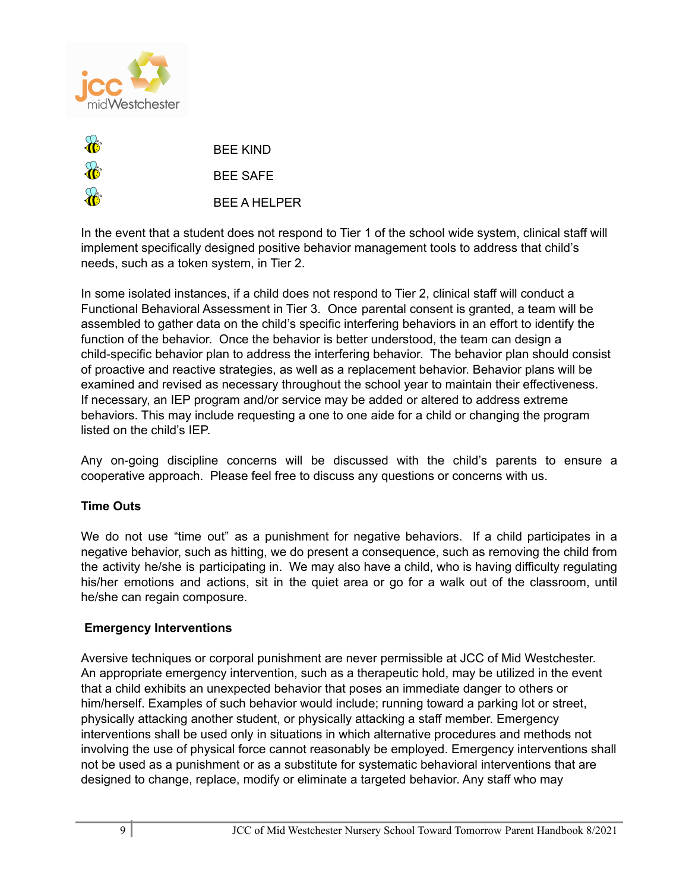BEE KIND

BEE SAFE

BEE A HELPER

In the event that a student does not respond to Tier 1 of the school wide system, clinical staff will implement specifically designed positive behavior management tools to address that child's needs, such as a token system, in Tier 2.

In some isolated instances, if a child does not respond to Tier 2, clinical staff will conduct a Functional Behavioral Assessment in Tier 3. Once parental consent is granted, a team will be assembled to gather data on the child's specific interfering behaviors in an effort to identify the function of the behavior. Once the behavior is better understood, the team can design a child-specific behavior plan to address the interfering behavior. The behavior plan should consist of proactive and reactive strategies, as well as a replacement behavior. Behavior plans will be examined and revised as necessary throughout the school year to maintain their effectiveness. If necessary, an IEP program and/or service may be added or altered to address extreme behaviors. This may include requesting a one to one aide for a child or changing the program listed on the child's IEP.

Any on-going discipline concerns will be discussed with the child's parents to ensure a cooperative approach. Please feel free to discuss any questions or concerns with us.

**Time Outs**

We do not use "time out" as a punishment for negative behaviors. If a child participates in a negative behavior, such as hitting, we do present a consequence, such as removing the child from the activity he/she is participating in. We may also have a child, who is having difficulty regulating his/her emotions and actions, sit in the quiet area or go for a walk out of the classroom, until he/she can regain composure.

**Emergency Interventions**

Aversive techniques or corporal punishment are never permissible at JCC of Mid Westchester. An appropriate emergency intervention, such as a therapeutic hold, may be utilized in the event that a child exhibits an unexpected behavior that poses an immediate danger to others or him/herself. Examples of such behavior would include; running toward a parking lot or street, physically attacking another student, or physically attacking a staff member. Emergency interventions shall be used only in situations in which alternative procedures and methods not involving the use of physical force cannot reasonably be employed. Emergency interventions shall not be used as a punishment or as a substitute for systematic behavioral interventions that are designed to change, replace, modify or eliminate a targeted behavior. Any staff who may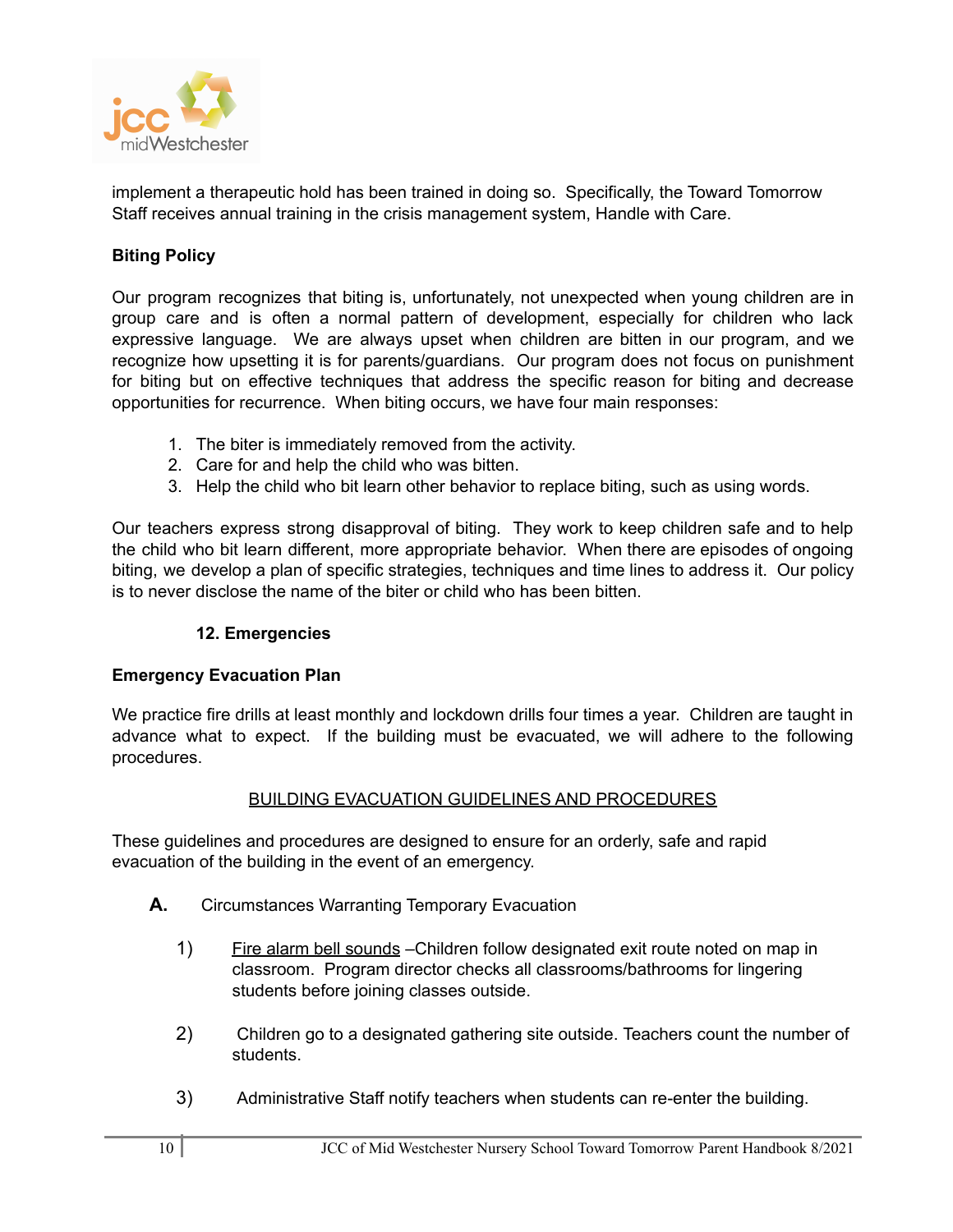implement a therapeutic hold has been trained in doing so. Specifically, the Toward Tomorrow Staff receives annual training in the crisis management system, Handle with Care.

**Biting Policy**

Our program recognizes that biting is, unfortunately, not unexpected when young children are in group care and is often a normal pattern of development, especially for children who lack expressive language. We are always upset when children are bitten in our program, and we recognize how upsetting it is for parents/guardians. Our program does not focus on punishment for biting but on effective techniques that address the specific reason for biting and decrease opportunities for recurrence. When biting occurs, we have four main responses:

1. The biter is immediately removed from the activity.
2. Care for and help the child who was bitten.
3. Help the child who bit learn other behavior to replace biting, such as using words.

Our teachers express strong disapproval of biting. They work to keep children safe and to help the child who bit learn different, more appropriate behavior. When there are episodes of ongoing biting, we develop a plan of specific strategies, techniques and time lines to address it. Our policy is to never disclose the name of the biter or child who has been bitten.

## 12. Emergencies

**Emergency Evacuation Plan**

We practice fire drills at least monthly and lockdown drills four times a year. Children are taught in advance what to expect. If the building must be evacuated, we will adhere to the following procedures.

<u>BUILDING EVACUATION GUIDELINES AND PROCEDURES</u>

These guidelines and procedures are designed to ensure for an orderly, safe and rapid evacuation of the building in the event of an emergency.

**A.** Circumstances Warranting Temporary Evacuation

1) <u>Fire alarm bell sounds</u> –Children follow designated exit route noted on map in classroom. Program director checks all classrooms/bathrooms for lingering students before joining classes outside.

2) Children go to a designated gathering site outside. Teachers count the number of students.

3) Administrative Staff notify teachers when students can re-enter the building.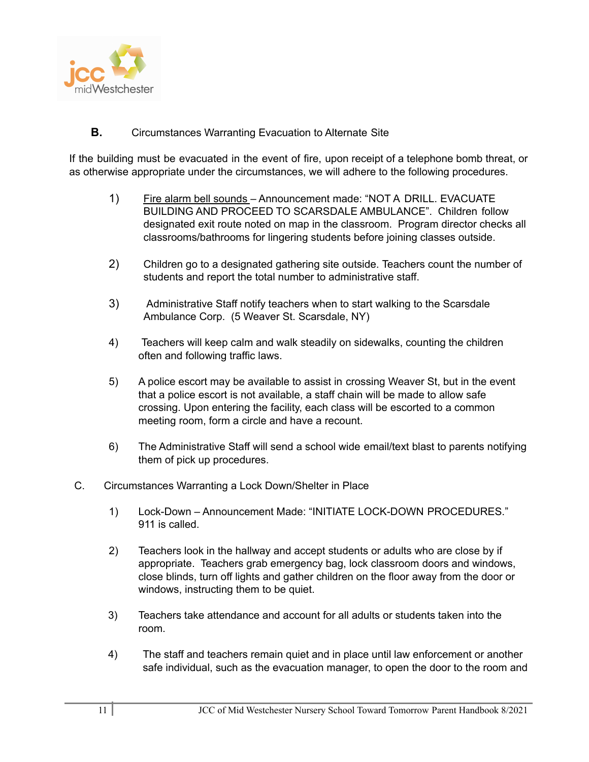**B.** Circumstances Warranting Evacuation to Alternate Site

If the building must be evacuated in the event of fire, upon receipt of a telephone bomb threat, or as otherwise appropriate under the circumstances, we will adhere to the following procedures.

1) Fire alarm bell sounds – Announcement made: "NOT A DRILL. EVACUATE BUILDING AND PROCEED TO SCARSDALE AMBULANCE". Children follow designated exit route noted on map in the classroom. Program director checks all classrooms/bathrooms for lingering students before joining classes outside.

2) Children go to a designated gathering site outside. Teachers count the number of students and report the total number to administrative staff.

3) Administrative Staff notify teachers when to start walking to the Scarsdale Ambulance Corp. (5 Weaver St. Scarsdale, NY)

4) Teachers will keep calm and walk steadily on sidewalks, counting the children often and following traffic laws.

5) A police escort may be available to assist in crossing Weaver St, but in the event that a police escort is not available, a staff chain will be made to allow safe crossing. Upon entering the facility, each class will be escorted to a common meeting room, form a circle and have a recount.

6) The Administrative Staff will send a school wide email/text blast to parents notifying them of pick up procedures.

C. Circumstances Warranting a Lock Down/Shelter in Place

1) Lock-Down – Announcement Made: "INITIATE LOCK-DOWN PROCEDURES." 911 is called.

2) Teachers look in the hallway and accept students or adults who are close by if appropriate. Teachers grab emergency bag, lock classroom doors and windows, close blinds, turn off lights and gather children on the floor away from the door or windows, instructing them to be quiet.

3) Teachers take attendance and account for all adults or students taken into the room.

4) The staff and teachers remain quiet and in place until law enforcement or another safe individual, such as the evacuation manager, to open the door to the room and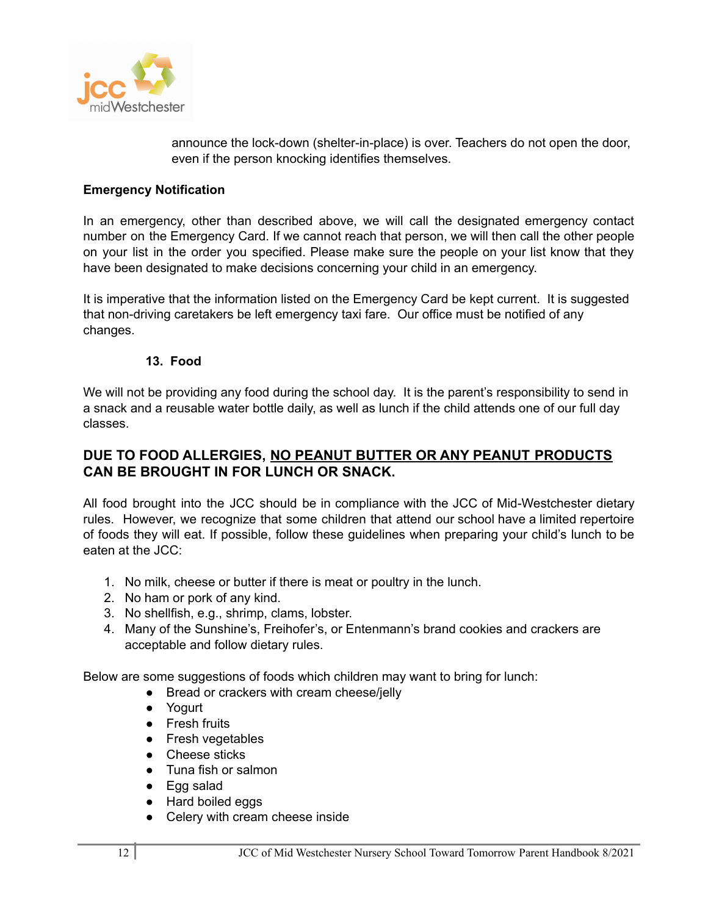announce the lock-down (shelter-in-place) is over. Teachers do not open the door, even if the person knocking identifies themselves.

**Emergency Notification**

In an emergency, other than described above, we will call the designated emergency contact number on the Emergency Card. If we cannot reach that person, we will then call the other people on your list in the order you specified. Please make sure the people on your list know that they have been designated to make decisions concerning your child in an emergency.

It is imperative that the information listed on the Emergency Card be kept current. It is suggested that non-driving caretakers be left emergency taxi fare. Our office must be notified of any changes.

## 13. Food

We will not be providing any food during the school day. It is the parent's responsibility to send in a snack and a reusable water bottle daily, as well as lunch if the child attends one of our full day classes.

**DUE TO FOOD ALLERGIES, <u>NO PEANUT BUTTER OR ANY PEANUT PRODUCTS</u> CAN BE BROUGHT IN FOR LUNCH OR SNACK.**

All food brought into the JCC should be in compliance with the JCC of Mid-Westchester dietary rules. However, we recognize that some children that attend our school have a limited repertoire of foods they will eat. If possible, follow these guidelines when preparing your child's lunch to be eaten at the JCC:

1. No milk, cheese or butter if there is meat or poultry in the lunch.
2. No ham or pork of any kind.
3. No shellfish, e.g., shrimp, clams, lobster.
4. Many of the Sunshine's, Freihofer's, or Entenmann's brand cookies and crackers are acceptable and follow dietary rules.

Below are some suggestions of foods which children may want to bring for lunch:

- Bread or crackers with cream cheese/jelly
- Yogurt
- Fresh fruits
- Fresh vegetables
- Cheese sticks
- Tuna fish or salmon
- Egg salad
- Hard boiled eggs
- Celery with cream cheese inside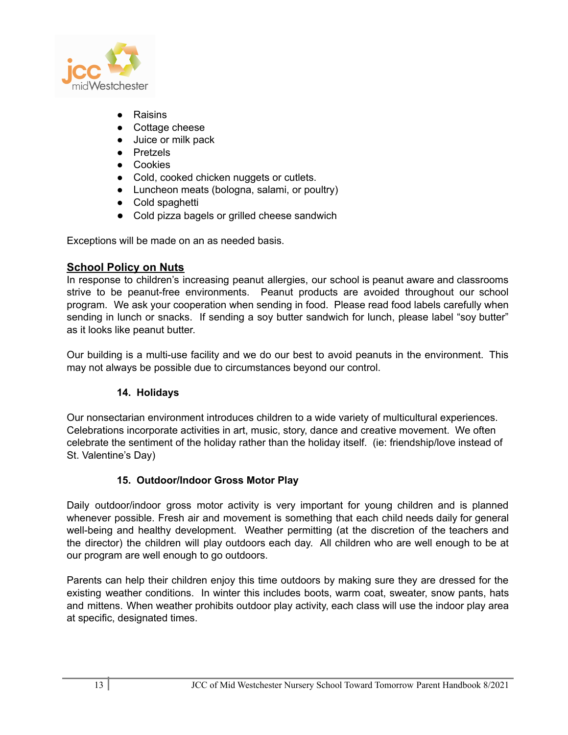- Raisins
- Cottage cheese
- Juice or milk pack
- Pretzels
- Cookies
- Cold, cooked chicken nuggets or cutlets.
- Luncheon meats (bologna, salami, or poultry)
- Cold spaghetti
- Cold pizza bagels or grilled cheese sandwich

Exceptions will be made on an as needed basis.

**School Policy on Nuts**

In response to children's increasing peanut allergies, our school is peanut aware and classrooms strive to be peanut-free environments. Peanut products are avoided throughout our school program. We ask your cooperation when sending in food. Please read food labels carefully when sending in lunch or snacks. If sending a soy butter sandwich for lunch, please label "soy butter" as it looks like peanut butter.

Our building is a multi-use facility and we do our best to avoid peanuts in the environment. This may not always be possible due to circumstances beyond our control.

### 14. Holidays

Our nonsectarian environment introduces children to a wide variety of multicultural experiences. Celebrations incorporate activities in art, music, story, dance and creative movement. We often celebrate the sentiment of the holiday rather than the holiday itself. (ie: friendship/love instead of St. Valentine's Day)

### 15. Outdoor/Indoor Gross Motor Play

Daily outdoor/indoor gross motor activity is very important for young children and is planned whenever possible. Fresh air and movement is something that each child needs daily for general well-being and healthy development. Weather permitting (at the discretion of the teachers and the director) the children will play outdoors each day. All children who are well enough to be at our program are well enough to go outdoors.

Parents can help their children enjoy this time outdoors by making sure they are dressed for the existing weather conditions. In winter this includes boots, warm coat, sweater, snow pants, hats and mittens. When weather prohibits outdoor play activity, each class will use the indoor play area at specific, designated times.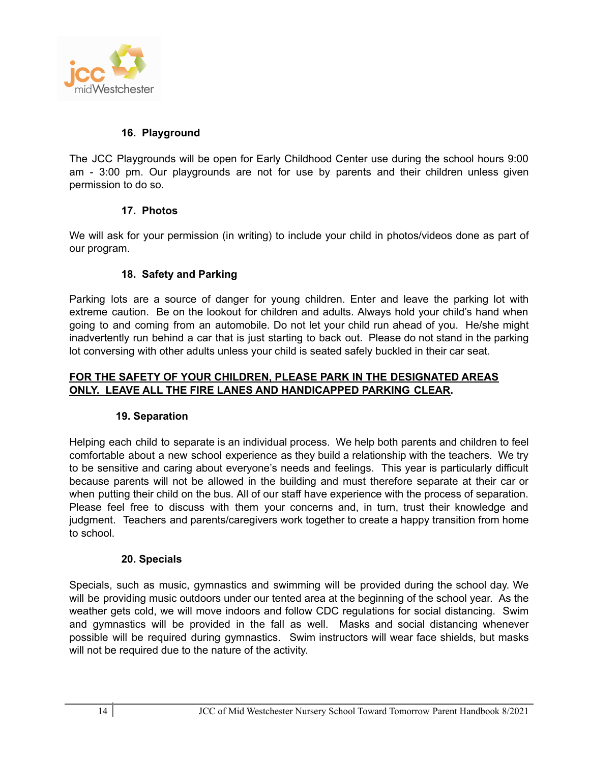### 16. Playground

The JCC Playgrounds will be open for Early Childhood Center use during the school hours 9:00 am - 3:00 pm. Our playgrounds are not for use by parents and their children unless given permission to do so.

### 17. Photos

We will ask for your permission (in writing) to include your child in photos/videos done as part of our program.

### 18. Safety and Parking

Parking lots are a source of danger for young children. Enter and leave the parking lot with extreme caution. Be on the lookout for children and adults. Always hold your child's hand when going to and coming from an automobile. Do not let your child run ahead of you. He/she might inadvertently run behind a car that is just starting to back out. Please do not stand in the parking lot conversing with other adults unless your child is seated safely buckled in their car seat.

**<u>FOR THE SAFETY OF YOUR CHILDREN, PLEASE PARK IN THE DESIGNATED AREAS ONLY. LEAVE ALL THE FIRE LANES AND HANDICAPPED PARKING CLEAR</u>.**

### 19. Separation

Helping each child to separate is an individual process. We help both parents and children to feel comfortable about a new school experience as they build a relationship with the teachers. We try to be sensitive and caring about everyone's needs and feelings. This year is particularly difficult because parents will not be allowed in the building and must therefore separate at their car or when putting their child on the bus. All of our staff have experience with the process of separation. Please feel free to discuss with them your concerns and, in turn, trust their knowledge and judgment. Teachers and parents/caregivers work together to create a happy transition from home to school.

### 20. Specials

Specials, such as music, gymnastics and swimming will be provided during the school day. We will be providing music outdoors under our tented area at the beginning of the school year. As the weather gets cold, we will move indoors and follow CDC regulations for social distancing. Swim and gymnastics will be provided in the fall as well. Masks and social distancing whenever possible will be required during gymnastics. Swim instructors will wear face shields, but masks will not be required due to the nature of the activity.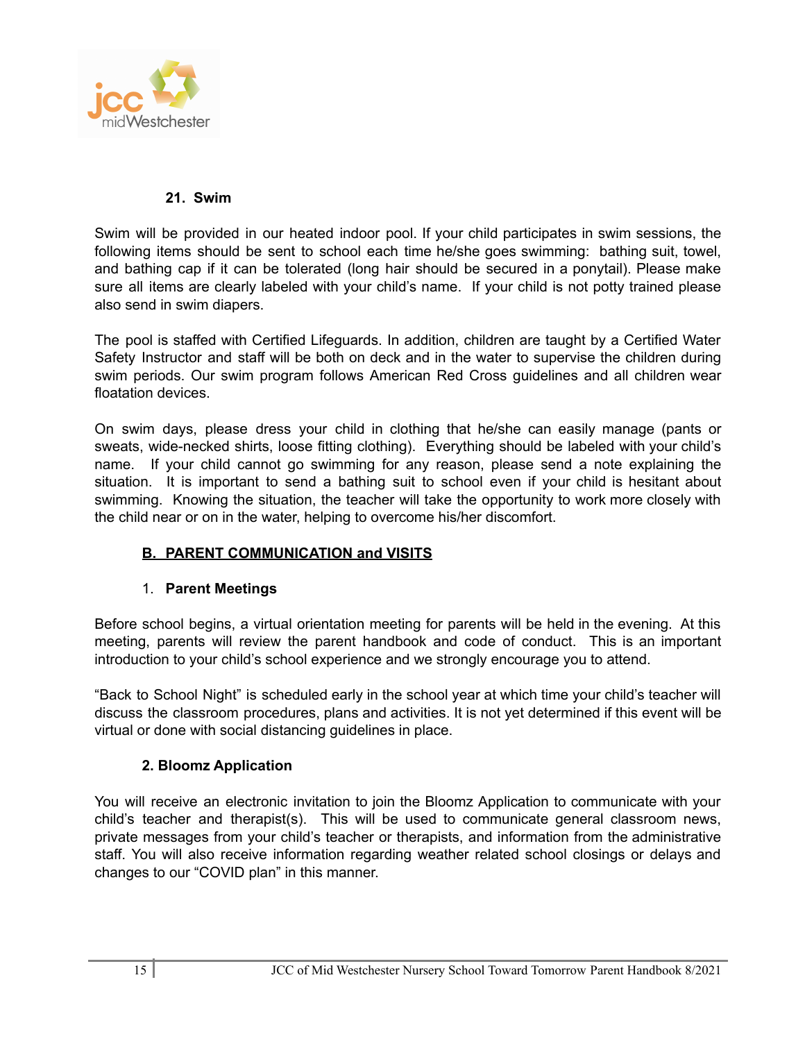### 21. Swim

Swim will be provided in our heated indoor pool. If your child participates in swim sessions, the following items should be sent to school each time he/she goes swimming: bathing suit, towel, and bathing cap if it can be tolerated (long hair should be secured in a ponytail). Please make sure all items are clearly labeled with your child's name. If your child is not potty trained please also send in swim diapers.

The pool is staffed with Certified Lifeguards. In addition, children are taught by a Certified Water Safety Instructor and staff will be both on deck and in the water to supervise the children during swim periods. Our swim program follows American Red Cross guidelines and all children wear floatation devices.

On swim days, please dress your child in clothing that he/she can easily manage (pants or sweats, wide-necked shirts, loose fitting clothing). Everything should be labeled with your child's name. If your child cannot go swimming for any reason, please send a note explaining the situation. It is important to send a bathing suit to school even if your child is hesitant about swimming. Knowing the situation, the teacher will take the opportunity to work more closely with the child near or on in the water, helping to overcome his/her discomfort.

## B. PARENT COMMUNICATION and VISITS

### 1. Parent Meetings

Before school begins, a virtual orientation meeting for parents will be held in the evening. At this meeting, parents will review the parent handbook and code of conduct. This is an important introduction to your child's school experience and we strongly encourage you to attend.

"Back to School Night" is scheduled early in the school year at which time your child's teacher will discuss the classroom procedures, plans and activities. It is not yet determined if this event will be virtual or done with social distancing guidelines in place.

### 2. Bloomz Application

You will receive an electronic invitation to join the Bloomz Application to communicate with your child's teacher and therapist(s). This will be used to communicate general classroom news, private messages from your child's teacher or therapists, and information from the administrative staff. You will also receive information regarding weather related school closings or delays and changes to our "COVID plan" in this manner.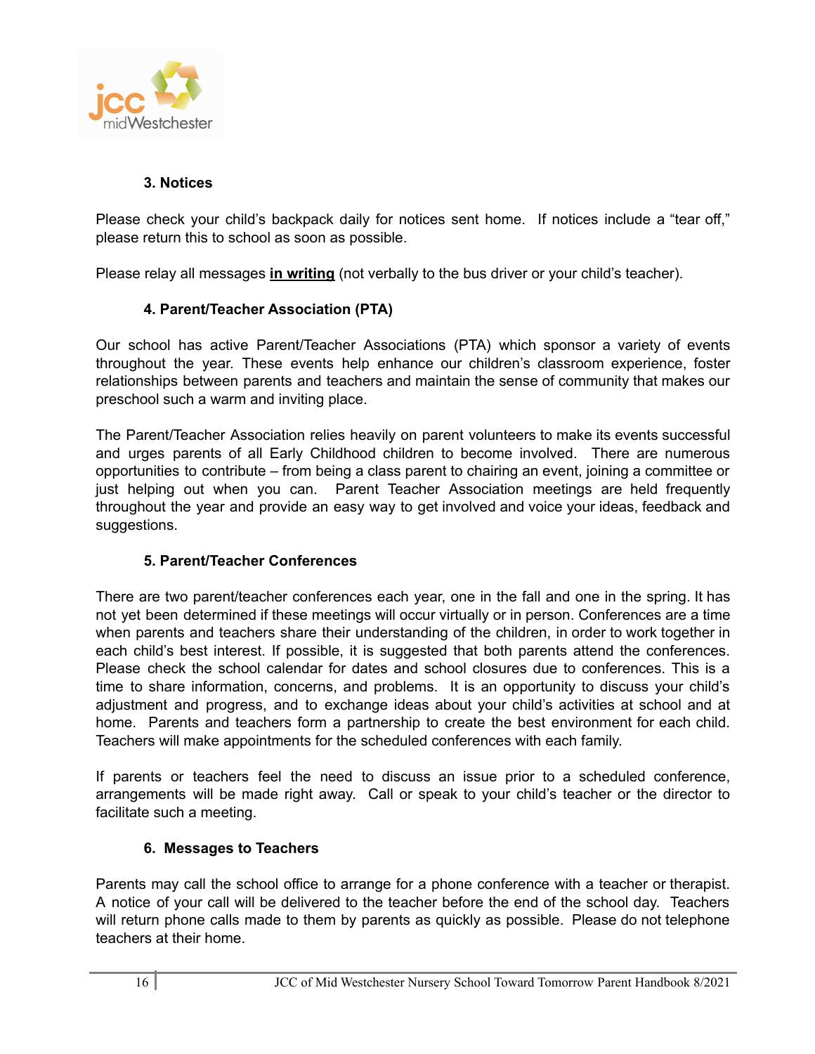### 3. Notices

Please check your child's backpack daily for notices sent home. If notices include a "tear off," please return this to school as soon as possible.

Please relay all messages **<u>in writing</u>** (not verbally to the bus driver or your child's teacher).

### 4. Parent/Teacher Association (PTA)

Our school has active Parent/Teacher Associations (PTA) which sponsor a variety of events throughout the year. These events help enhance our children's classroom experience, foster relationships between parents and teachers and maintain the sense of community that makes our preschool such a warm and inviting place.

The Parent/Teacher Association relies heavily on parent volunteers to make its events successful and urges parents of all Early Childhood children to become involved. There are numerous opportunities to contribute – from being a class parent to chairing an event, joining a committee or just helping out when you can. Parent Teacher Association meetings are held frequently throughout the year and provide an easy way to get involved and voice your ideas, feedback and suggestions.

### 5. Parent/Teacher Conferences

There are two parent/teacher conferences each year, one in the fall and one in the spring. It has not yet been determined if these meetings will occur virtually or in person. Conferences are a time when parents and teachers share their understanding of the children, in order to work together in each child's best interest. If possible, it is suggested that both parents attend the conferences. Please check the school calendar for dates and school closures due to conferences. This is a time to share information, concerns, and problems. It is an opportunity to discuss your child's adjustment and progress, and to exchange ideas about your child's activities at school and at home. Parents and teachers form a partnership to create the best environment for each child. Teachers will make appointments for the scheduled conferences with each family.

If parents or teachers feel the need to discuss an issue prior to a scheduled conference, arrangements will be made right away. Call or speak to your child's teacher or the director to facilitate such a meeting.

### 6. Messages to Teachers

Parents may call the school office to arrange for a phone conference with a teacher or therapist. A notice of your call will be delivered to the teacher before the end of the school day. Teachers will return phone calls made to them by parents as quickly as possible. Please do not telephone teachers at their home.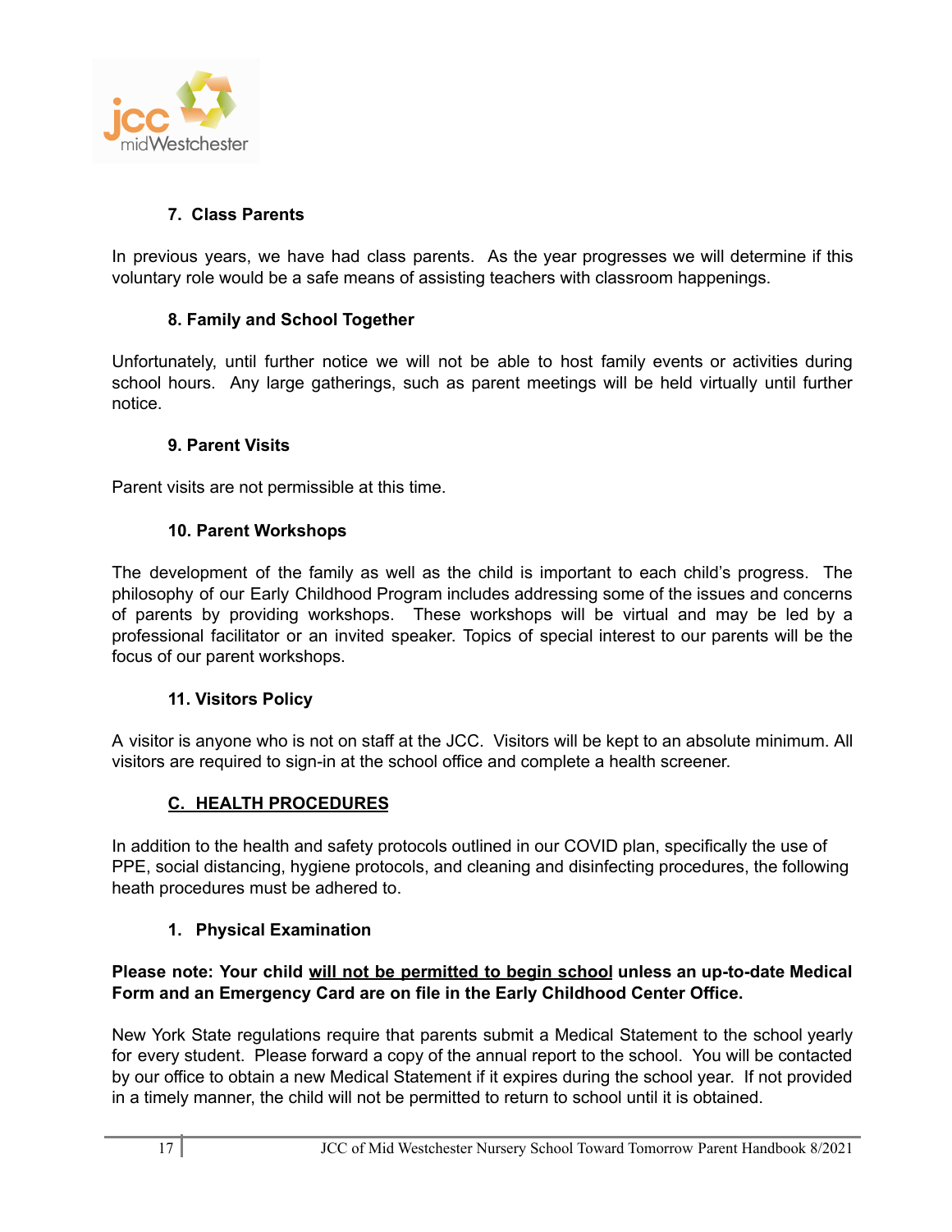### 7. Class Parents

In previous years, we have had class parents. As the year progresses we will determine if this voluntary role would be a safe means of assisting teachers with classroom happenings.

### 8. Family and School Together

Unfortunately, until further notice we will not be able to host family events or activities during school hours. Any large gatherings, such as parent meetings will be held virtually until further notice.

### 9. Parent Visits

Parent visits are not permissible at this time.

### 10. Parent Workshops

The development of the family as well as the child is important to each child's progress. The philosophy of our Early Childhood Program includes addressing some of the issues and concerns of parents by providing workshops. These workshops will be virtual and may be led by a professional facilitator or an invited speaker. Topics of special interest to our parents will be the focus of our parent workshops.

### 11. Visitors Policy

A visitor is anyone who is not on staff at the JCC. Visitors will be kept to an absolute minimum. All visitors are required to sign-in at the school office and complete a health screener.

## C. HEALTH PROCEDURES

In addition to the health and safety protocols outlined in our COVID plan, specifically the use of PPE, social distancing, hygiene protocols, and cleaning and disinfecting procedures, the following heath procedures must be adhered to.

### 1. Physical Examination

**Please note: Your child will not be permitted to begin school unless an up-to-date Medical Form and an Emergency Card are on file in the Early Childhood Center Office.**

New York State regulations require that parents submit a Medical Statement to the school yearly for every student. Please forward a copy of the annual report to the school. You will be contacted by our office to obtain a new Medical Statement if it expires during the school year. If not provided in a timely manner, the child will not be permitted to return to school until it is obtained.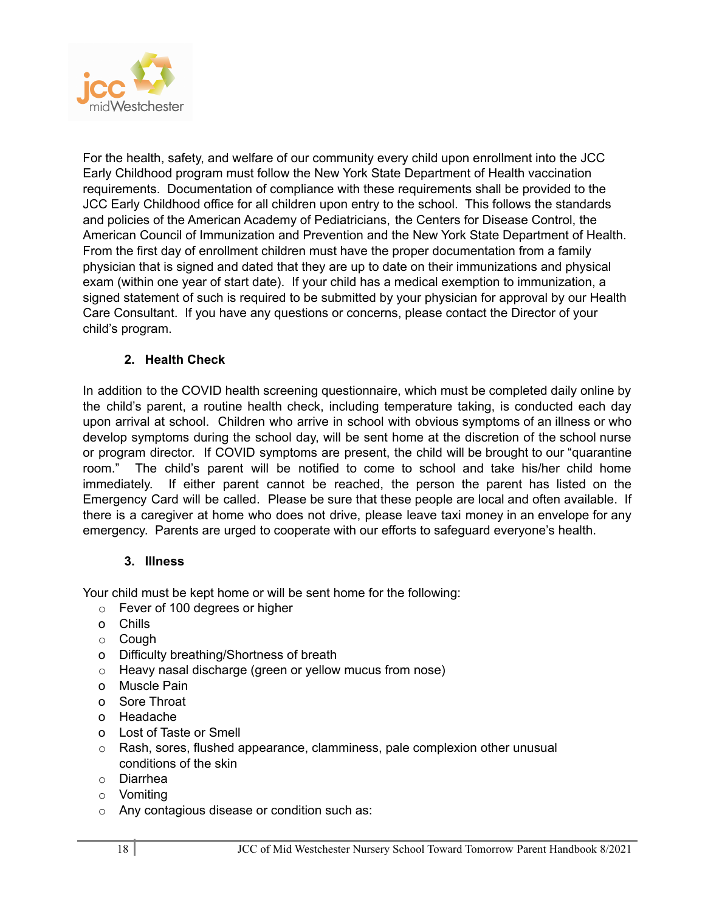For the health, safety, and welfare of our community every child upon enrollment into the JCC Early Childhood program must follow the New York State Department of Health vaccination requirements. Documentation of compliance with these requirements shall be provided to the JCC Early Childhood office for all children upon entry to the school. This follows the standards and policies of the American Academy of Pediatricians, the Centers for Disease Control, the American Council of Immunization and Prevention and the New York State Department of Health. From the first day of enrollment children must have the proper documentation from a family physician that is signed and dated that they are up to date on their immunizations and physical exam (within one year of start date). If your child has a medical exemption to immunization, a signed statement of such is required to be submitted by your physician for approval by our Health Care Consultant. If you have any questions or concerns, please contact the Director of your child's program.

### 2. Health Check

In addition to the COVID health screening questionnaire, which must be completed daily online by the child's parent, a routine health check, including temperature taking, is conducted each day upon arrival at school. Children who arrive in school with obvious symptoms of an illness or who develop symptoms during the school day, will be sent home at the discretion of the school nurse or program director. If COVID symptoms are present, the child will be brought to our "quarantine room." The child's parent will be notified to come to school and take his/her child home immediately. If either parent cannot be reached, the person the parent has listed on the Emergency Card will be called. Please be sure that these people are local and often available. If there is a caregiver at home who does not drive, please leave taxi money in an envelope for any emergency. Parents are urged to cooperate with our efforts to safeguard everyone's health.

### 3. Illness

Your child must be kept home or will be sent home for the following:

- Fever of 100 degrees or higher
- Chills
- Cough
- Difficulty breathing/Shortness of breath
- Heavy nasal discharge (green or yellow mucus from nose)
- Muscle Pain
- Sore Throat
- Headache
- Lost of Taste or Smell
- Rash, sores, flushed appearance, clamminess, pale complexion other unusual conditions of the skin
- Diarrhea
- Vomiting
- Any contagious disease or condition such as: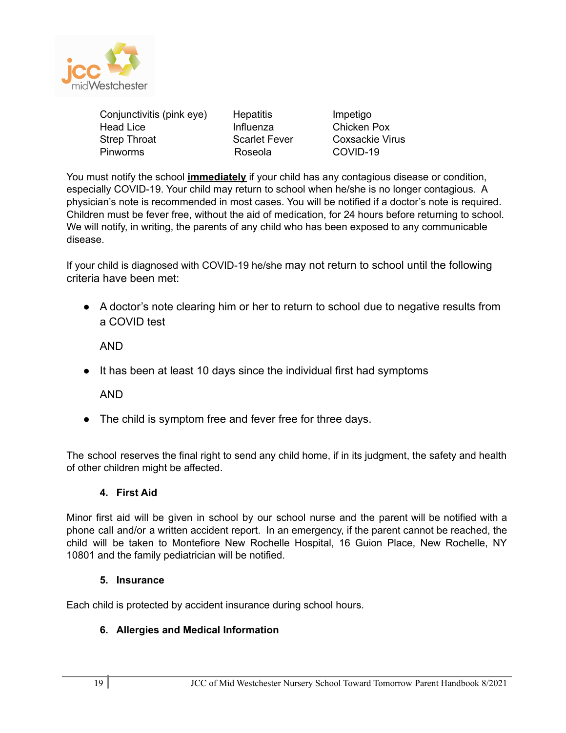| Conjunctivitis (pink eye) | Hepatitis | Impetigo |
|---|---|---|
| Head Lice | Influenza | Chicken Pox |
| Strep Throat | Scarlet Fever | Coxsackie Virus |
| Pinworms | Roseola | COVID-19 |

You must notify the school **immediately** if your child has any contagious disease or condition, especially COVID-19. Your child may return to school when he/she is no longer contagious. A physician's note is recommended in most cases. You will be notified if a doctor's note is required. Children must be fever free, without the aid of medication, for 24 hours before returning to school. We will notify, in writing, the parents of any child who has been exposed to any communicable disease.

If your child is diagnosed with COVID-19 he/she may not return to school until the following criteria have been met:

- A doctor's note clearing him or her to return to school due to negative results from a COVID test

  AND

- It has been at least 10 days since the individual first had symptoms

  AND

- The child is symptom free and fever free for three days.

The school reserves the final right to send any child home, if in its judgment, the safety and health of other children might be affected.

#### 4. First Aid

Minor first aid will be given in school by our school nurse and the parent will be notified with a phone call and/or a written accident report. In an emergency, if the parent cannot be reached, the child will be taken to Montefiore New Rochelle Hospital, 16 Guion Place, New Rochelle, NY 10801 and the family pediatrician will be notified.

#### 5. Insurance

Each child is protected by accident insurance during school hours.

#### 6. Allergies and Medical Information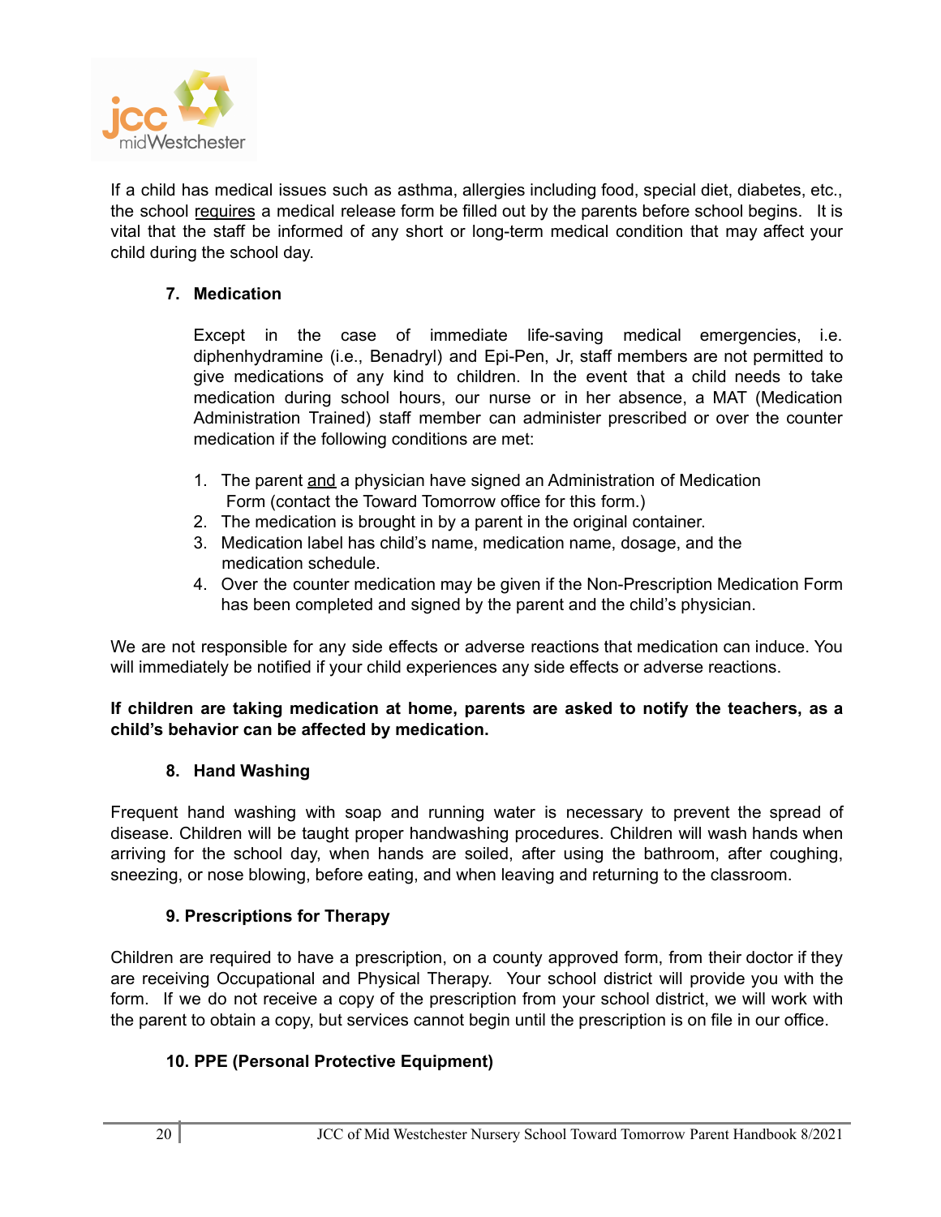If a child has medical issues such as asthma, allergies including food, special diet, diabetes, etc., the school requires a medical release form be filled out by the parents before school begins. It is vital that the staff be informed of any short or long-term medical condition that may affect your child during the school day.

### 7. Medication

Except in the case of immediate life-saving medical emergencies, i.e. diphenhydramine (i.e., Benadryl) and Epi-Pen, Jr, staff members are not permitted to give medications of any kind to children. In the event that a child needs to take medication during school hours, our nurse or in her absence, a MAT (Medication Administration Trained) staff member can administer prescribed or over the counter medication if the following conditions are met:

1. The parent and a physician have signed an Administration of Medication Form (contact the Toward Tomorrow office for this form.)
2. The medication is brought in by a parent in the original container.
3. Medication label has child's name, medication name, dosage, and the medication schedule.
4. Over the counter medication may be given if the Non-Prescription Medication Form has been completed and signed by the parent and the child's physician.

We are not responsible for any side effects or adverse reactions that medication can induce. You will immediately be notified if your child experiences any side effects or adverse reactions.

**If children are taking medication at home, parents are asked to notify the teachers, as a child's behavior can be affected by medication.**

### 8. Hand Washing

Frequent hand washing with soap and running water is necessary to prevent the spread of disease. Children will be taught proper handwashing procedures. Children will wash hands when arriving for the school day, when hands are soiled, after using the bathroom, after coughing, sneezing, or nose blowing, before eating, and when leaving and returning to the classroom.

### 9. Prescriptions for Therapy

Children are required to have a prescription, on a county approved form, from their doctor if they are receiving Occupational and Physical Therapy. Your school district will provide you with the form. If we do not receive a copy of the prescription from your school district, we will work with the parent to obtain a copy, but services cannot begin until the prescription is on file in our office.

### 10. PPE (Personal Protective Equipment)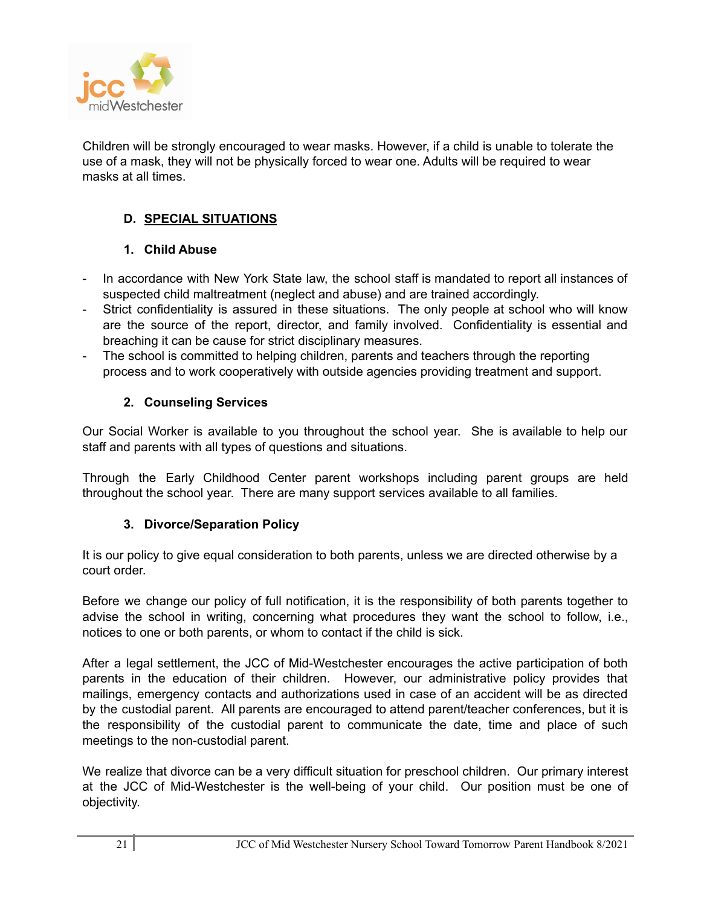Children will be strongly encouraged to wear masks. However, if a child is unable to tolerate the use of a mask, they will not be physically forced to wear one. Adults will be required to wear masks at all times.

## D. SPECIAL SITUATIONS

### 1. Child Abuse

- In accordance with New York State law, the school staff is mandated to report all instances of suspected child maltreatment (neglect and abuse) and are trained accordingly.
- Strict confidentiality is assured in these situations. The only people at school who will know are the source of the report, director, and family involved. Confidentiality is essential and breaching it can be cause for strict disciplinary measures.
- The school is committed to helping children, parents and teachers through the reporting process and to work cooperatively with outside agencies providing treatment and support.

### 2. Counseling Services

Our Social Worker is available to you throughout the school year. She is available to help our staff and parents with all types of questions and situations.

Through the Early Childhood Center parent workshops including parent groups are held throughout the school year. There are many support services available to all families.

### 3. Divorce/Separation Policy

It is our policy to give equal consideration to both parents, unless we are directed otherwise by a court order.

Before we change our policy of full notification, it is the responsibility of both parents together to advise the school in writing, concerning what procedures they want the school to follow, i.e., notices to one or both parents, or whom to contact if the child is sick.

After a legal settlement, the JCC of Mid-Westchester encourages the active participation of both parents in the education of their children. However, our administrative policy provides that mailings, emergency contacts and authorizations used in case of an accident will be as directed by the custodial parent. All parents are encouraged to attend parent/teacher conferences, but it is the responsibility of the custodial parent to communicate the date, time and place of such meetings to the non-custodial parent.

We realize that divorce can be a very difficult situation for preschool children. Our primary interest at the JCC of Mid-Westchester is the well-being of your child. Our position must be one of objectivity.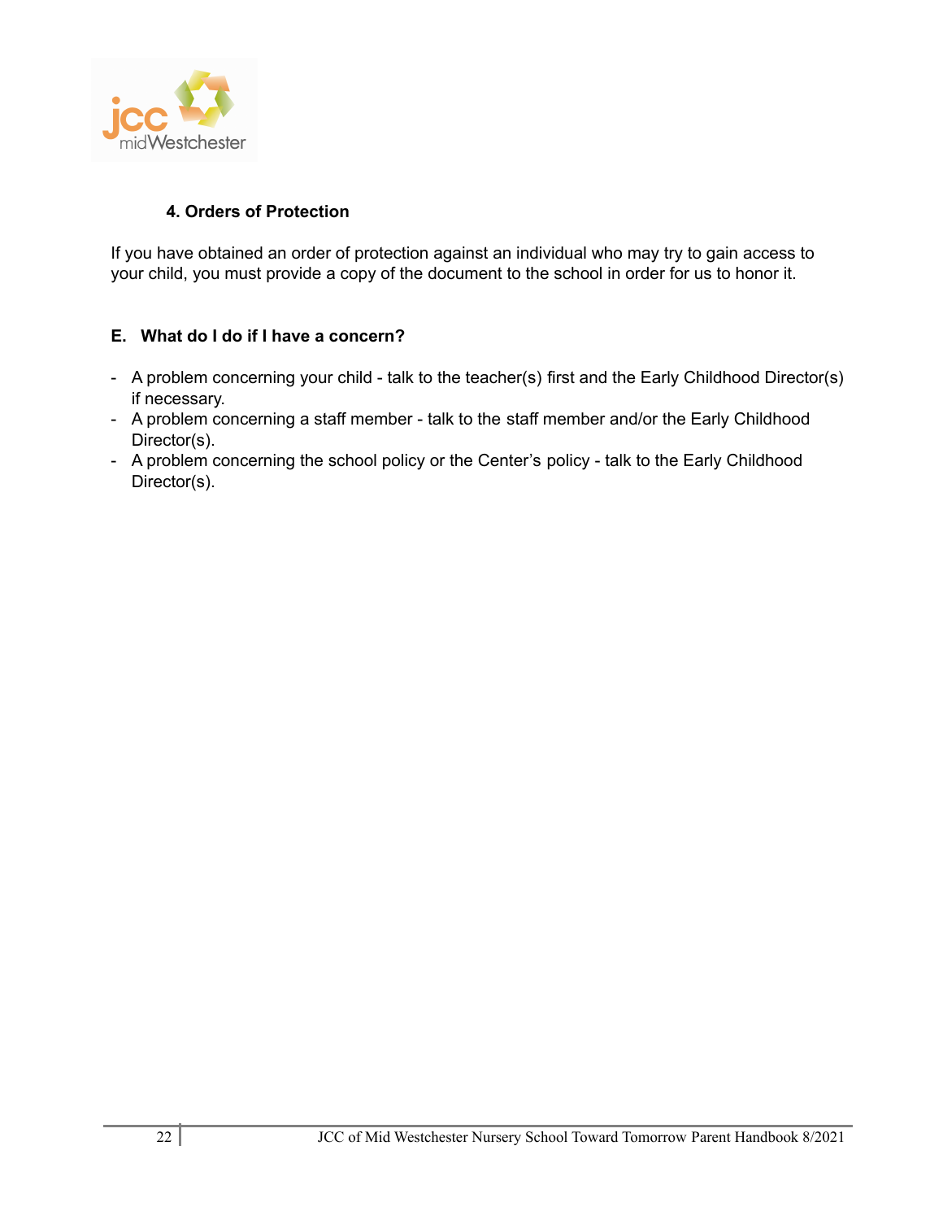#### 4. Orders of Protection

If you have obtained an order of protection against an individual who may try to gain access to your child, you must provide a copy of the document to the school in order for us to honor it.

### E. What do I do if I have a concern?

- A problem concerning your child - talk to the teacher(s) first and the Early Childhood Director(s) if necessary.
- A problem concerning a staff member - talk to the staff member and/or the Early Childhood Director(s).
- A problem concerning the school policy or the Center's policy - talk to the Early Childhood Director(s).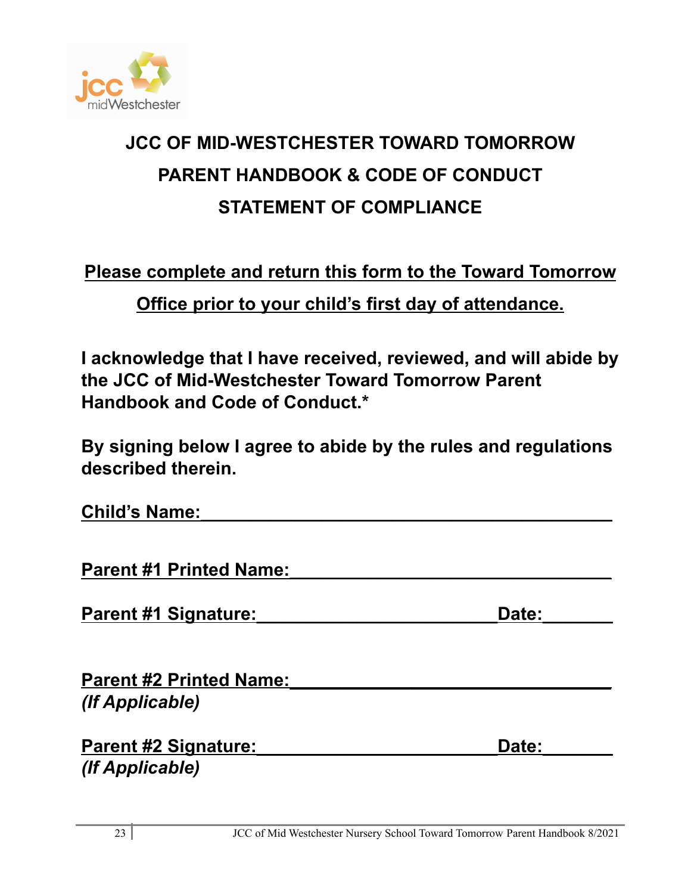# JCC OF MID-WESTCHESTER TOWARD TOMORROW PARENT HANDBOOK & CODE OF CONDUCT STATEMENT OF COMPLIANCE

**Please complete and return this form to the Toward Tomorrow Office prior to your child's first day of attendance.**

**I acknowledge that I have received, reviewed, and will abide by the JCC of Mid-Westchester Toward Tomorrow Parent Handbook and Code of Conduct.***

**By signing below I agree to abide by the rules and regulations described therein.**

**Child's Name:**\_\_\_\_\_\_\_\_\_\_\_\_\_\_\_\_\_\_\_\_\_\_\_\_\_\_\_\_\_\_\_\_\_\_\_\_\_\_\_\_

**Parent #1 Printed Name:**\_\_\_\_\_\_\_\_\_\_\_\_\_\_\_\_\_\_\_\_\_\_\_\_\_\_\_\_\_\_\_\_

**Parent #1 Signature:**\_\_\_\_\_\_\_\_\_\_\_\_\_\_\_\_\_\_\_\_\_\_\_\_ **Date:**\_\_\_\_\_\_\_

**Parent #2 Printed Name:**\_\_\_\_\_\_\_\_\_\_\_\_\_\_\_\_\_\_\_\_\_\_\_\_\_\_\_\_\_\_\_\_
***(If Applicable)***

**Parent #2 Signature:**\_\_\_\_\_\_\_\_\_\_\_\_\_\_\_\_\_\_\_\_\_\_\_\_ **Date:**\_\_\_\_\_\_\_
***(If Applicable)***